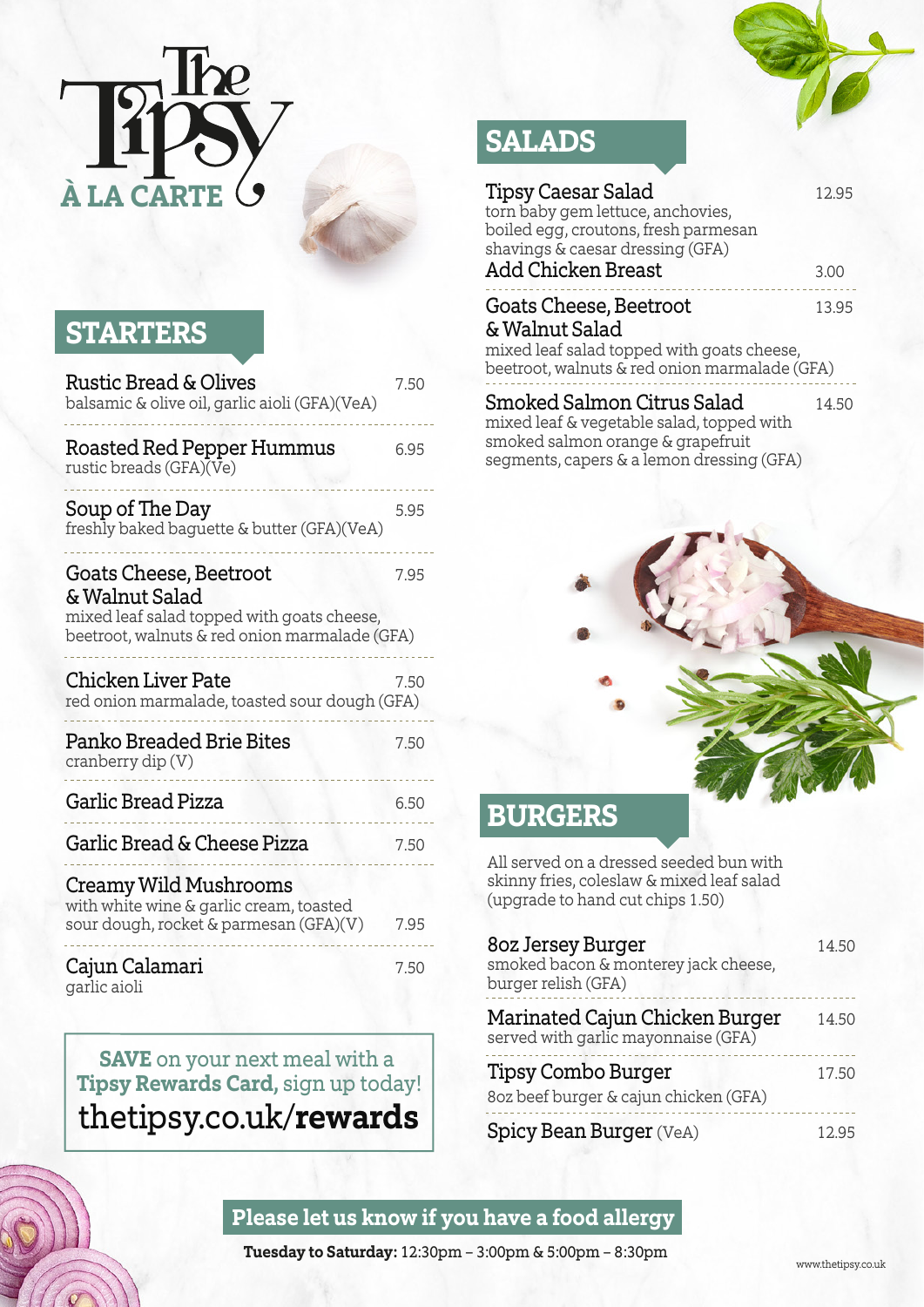# The Tipsy

## À LA CARTE

## STARTERS

**Rustic Bread & Olives** — 7.50
balsamic & olive oil, garlic aioli (GFA)(VeA)

**Roasted Red Pepper Hummus** — 6.95
rustic breads (GFA)(Ve)

**Soup of The Day** — 5.95
freshly baked baguette & butter (GFA)(VeA)

**Goats Cheese, Beetroot & Walnut Salad** — 7.95
mixed leaf salad topped with goats cheese, beetroot, walnuts & red onion marmalade (GFA)

**Chicken Liver Pate** — 7.50
red onion marmalade, toasted sour dough (GFA)

**Panko Breaded Brie Bites** — 7.50
cranberry dip (V)

**Garlic Bread Pizza** — 6.50

**Garlic Bread & Cheese Pizza** — 7.50

**Creamy Wild Mushrooms** — 7.95
with white wine & garlic cream, toasted sour dough, rocket & parmesan (GFA)(V)

**Cajun Calamari** — 7.50
garlic aioli

**SAVE** on your next meal with a **Tipsy Rewards Card,** sign up today!
thetipsy.co.uk/**rewards**

## SALADS

**Tipsy Caesar Salad** — 12.95
torn baby gem lettuce, anchovies, boiled egg, croutons, fresh parmesan shavings & caesar dressing (GFA)

**Add Chicken Breast** — 3.00

**Goats Cheese, Beetroot & Walnut Salad** — 13.95
mixed leaf salad topped with goats cheese, beetroot, walnuts & red onion marmalade (GFA)

**Smoked Salmon Citrus Salad** — 14.50
mixed leaf & vegetable salad, topped with smoked salmon orange & grapefruit segments, capers & a lemon dressing (GFA)

## BURGERS

All served on a dressed seeded bun with skinny fries, coleslaw & mixed leaf salad (upgrade to hand cut chips 1.50)

**8oz Jersey Burger** — 14.50
smoked bacon & monterey jack cheese, burger relish (GFA)

**Marinated Cajun Chicken Burger** — 14.50
served with garlic mayonnaise (GFA)

**Tipsy Combo Burger** — 17.50
8oz beef burger & cajun chicken (GFA)

**Spicy Bean Burger** (VeA) — 12.95

**Please let us know if you have a food allergy**

**Tuesday to Saturday:** 12:30pm – 3:00pm & 5:00pm – 8:30pm

www.thetipsy.co.uk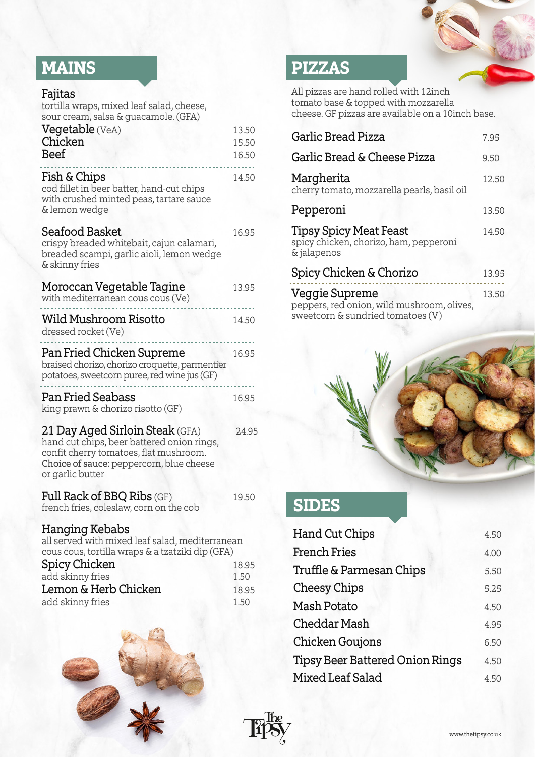## MAINS

**Fajitas**
tortilla wraps, mixed leaf salad, cheese, sour cream, salsa & guacamole. (GFA)

| | |
|---|---|
| Vegetable (VeA) | 13.50 |
| Chicken | 15.50 |
| Beef | 16.50 |

**Fish & Chips** — 14.50
cod fillet in beer batter, hand-cut chips with crushed minted peas, tartare sauce & lemon wedge

**Seafood Basket** — 16.95
crispy breaded whitebait, cajun calamari, breaded scampi, garlic aioli, lemon wedge & skinny fries

**Moroccan Vegetable Tagine** — 13.95
with mediterranean cous cous (Ve)

**Wild Mushroom Risotto** — 14.50
dressed rocket (Ve)

**Pan Fried Chicken Supreme** — 16.95
braised chorizo, chorizo croquette, parmentier potatoes, sweetcorn puree, red wine jus (GF)

**Pan Fried Seabass** — 16.95
king prawn & chorizo risotto (GF)

**21 Day Aged Sirloin Steak** (GFA) — 24.95
hand cut chips, beer battered onion rings, confit cherry tomatoes, flat mushroom.
Choice of sauce: peppercorn, blue cheese or garlic butter

**Full Rack of BBQ Ribs** (GF) — 19.50
french fries, coleslaw, corn on the cob

**Hanging Kebabs**
all served with mixed leaf salad, mediterranean cous cous, tortilla wraps & a tzatziki dip (GFA)

| | |
|---|---|
| Spicy Chicken | 18.95 |
| add skinny fries | 1.50 |
| Lemon & Herb Chicken | 18.95 |
| add skinny fries | 1.50 |

## PIZZAS

All pizzas are hand rolled with 12inch tomato base & topped with mozzarella cheese. GF pizzas are available on a 10inch base.

**Garlic Bread Pizza** — 7.95

**Garlic Bread & Cheese Pizza** — 9.50

**Margherita** — 12.50
cherry tomato, mozzarella pearls, basil oil

**Pepperoni** — 13.50

**Tipsy Spicy Meat Feast** — 14.50
spicy chicken, chorizo, ham, pepperoni & jalapenos

**Spicy Chicken & Chorizo** — 13.95

**Veggie Supreme** — 13.50
peppers, red onion, wild mushroom, olives, sweetcorn & sundried tomatoes (V)

## SIDES

| | |
|---|---|
| Hand Cut Chips | 4.50 |
| French Fries | 4.00 |
| Truffle & Parmesan Chips | 5.50 |
| Cheesy Chips | 5.25 |
| Mash Potato | 4.50 |
| Cheddar Mash | 4.95 |
| Chicken Goujons | 6.50 |
| Tipsy Beer Battered Onion Rings | 4.50 |
| Mixed Leaf Salad | 4.50 |

The Tipsy

www.thetipsy.co.uk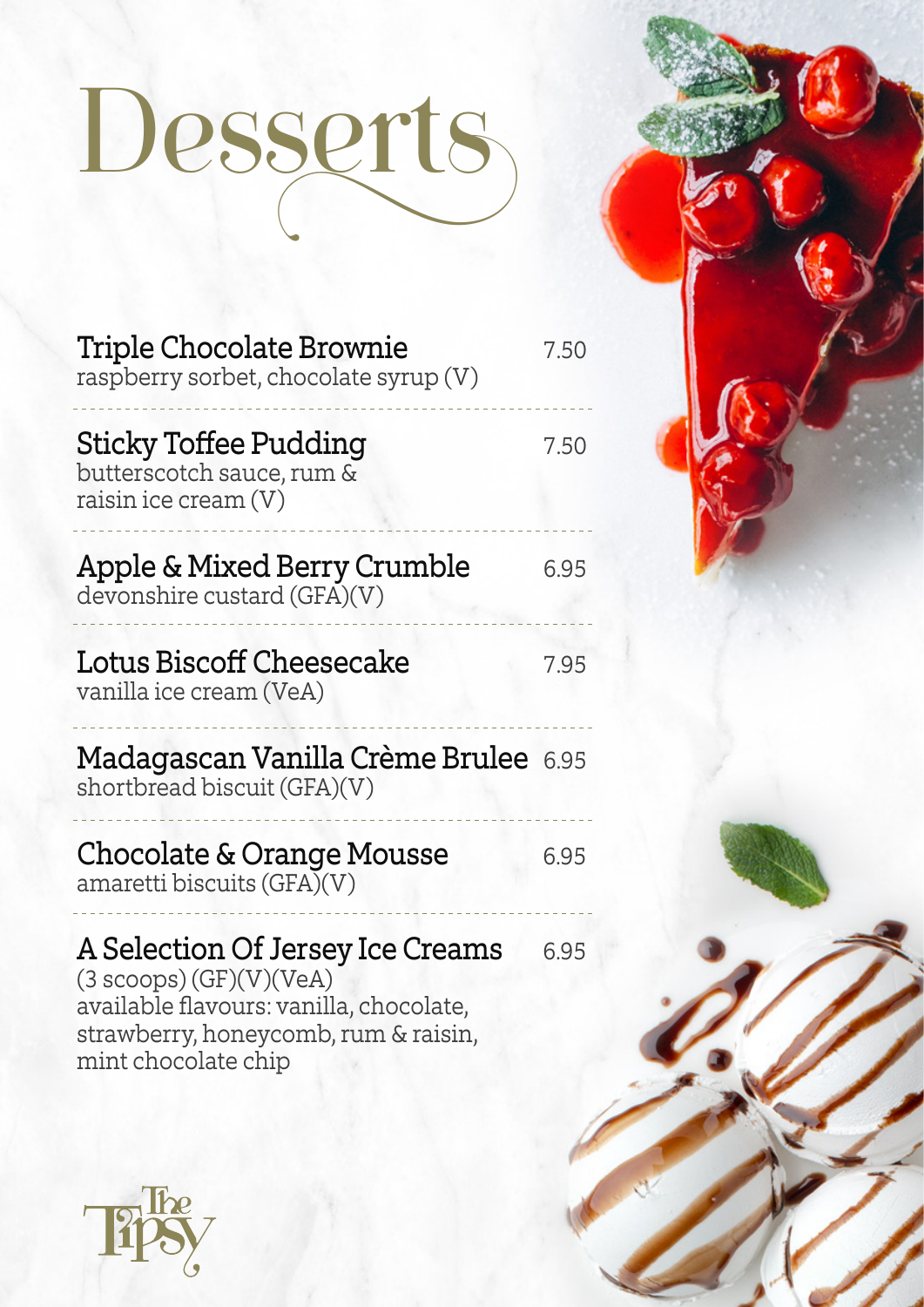# Desserts

**Triple Chocolate Brownie** 7.50
raspberry sorbet, chocolate syrup (V)

**Sticky Toffee Pudding** 7.50
butterscotch sauce, rum & raisin ice cream (V)

**Apple & Mixed Berry Crumble** 6.95
devonshire custard (GFA)(V)

**Lotus Biscoff Cheesecake** 7.95
vanilla ice cream (VeA)

**Madagascan Vanilla Crème Brulee** 6.95
shortbread biscuit (GFA)(V)

**Chocolate & Orange Mousse** 6.95
amaretti biscuits (GFA)(V)

**A Selection Of Jersey Ice Creams** 6.95
(3 scoops) (GF)(V)(VeA)
available flavours: vanilla, chocolate, strawberry, honeycomb, rum & raisin, mint chocolate chip

The Tipsy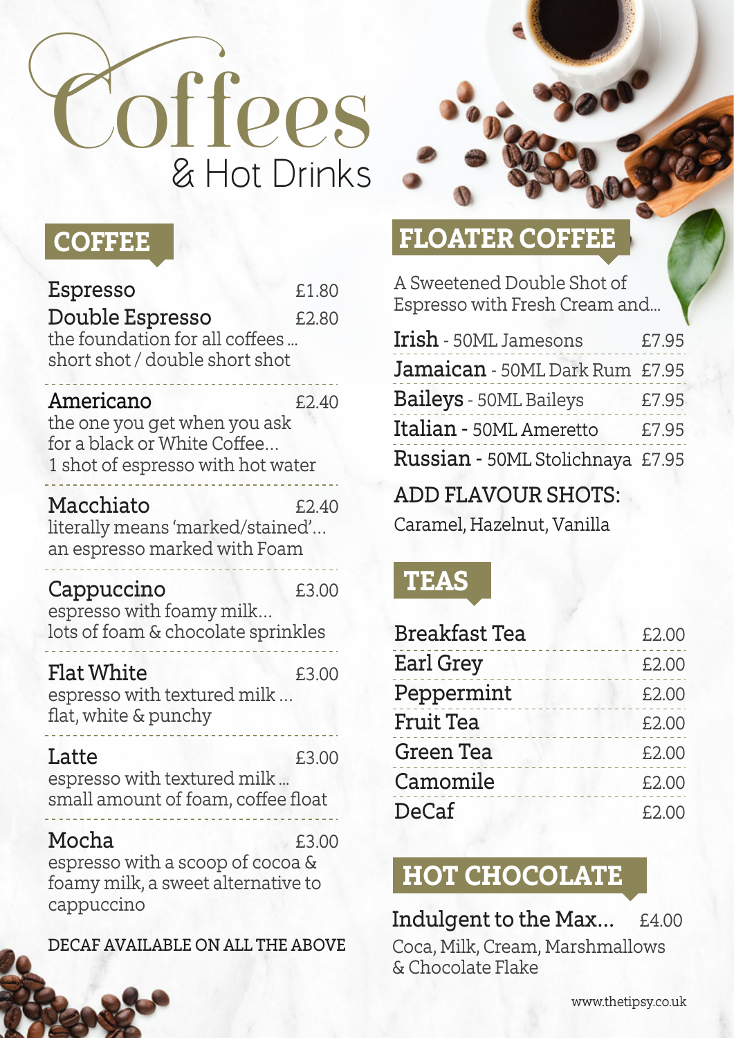# Coffees
## & Hot Drinks

## COFFEE

**Espresso** £1.80
**Double Espresso** £2.80
the foundation for all coffees ... short shot / double short shot

**Americano** £2.40
the one you get when you ask for a black or White Coffee... 1 shot of espresso with hot water

**Macchiato** £2.40
literally means 'marked/stained'... an espresso marked with Foam

**Cappuccino** £3.00
espresso with foamy milk... lots of foam & chocolate sprinkles

**Flat White** £3.00
espresso with textured milk ... flat, white & punchy

**Latte** £3.00
espresso with textured milk ... small amount of foam, coffee float

**Mocha** £3.00
espresso with a scoop of cocoa & foamy milk, a sweet alternative to cappuccino

DECAF AVAILABLE ON ALL THE ABOVE

## FLOATER COFFEE

A Sweetened Double Shot of Espresso with Fresh Cream and...

| | |
|---|---|
| **Irish** - 50ML Jamesons | £7.95 |
| **Jamaican** - 50ML Dark Rum | £7.95 |
| **Baileys** - 50ML Baileys | £7.95 |
| **Italian** - 50ML Ameretto | £7.95 |
| **Russian** - 50ML Stolichnaya | £7.95 |

ADD FLAVOUR SHOTS:
Caramel, Hazelnut, Vanilla

## TEAS

| | |
|---|---|
| Breakfast Tea | £2.00 |
| Earl Grey | £2.00 |
| Peppermint | £2.00 |
| Fruit Tea | £2.00 |
| Green Tea | £2.00 |
| Camomile | £2.00 |
| DeCaf | £2.00 |

## HOT CHOCOLATE

**Indulgent to the Max...** £4.00
Coca, Milk, Cream, Marshmallows & Chocolate Flake

www.thetipsy.co.uk